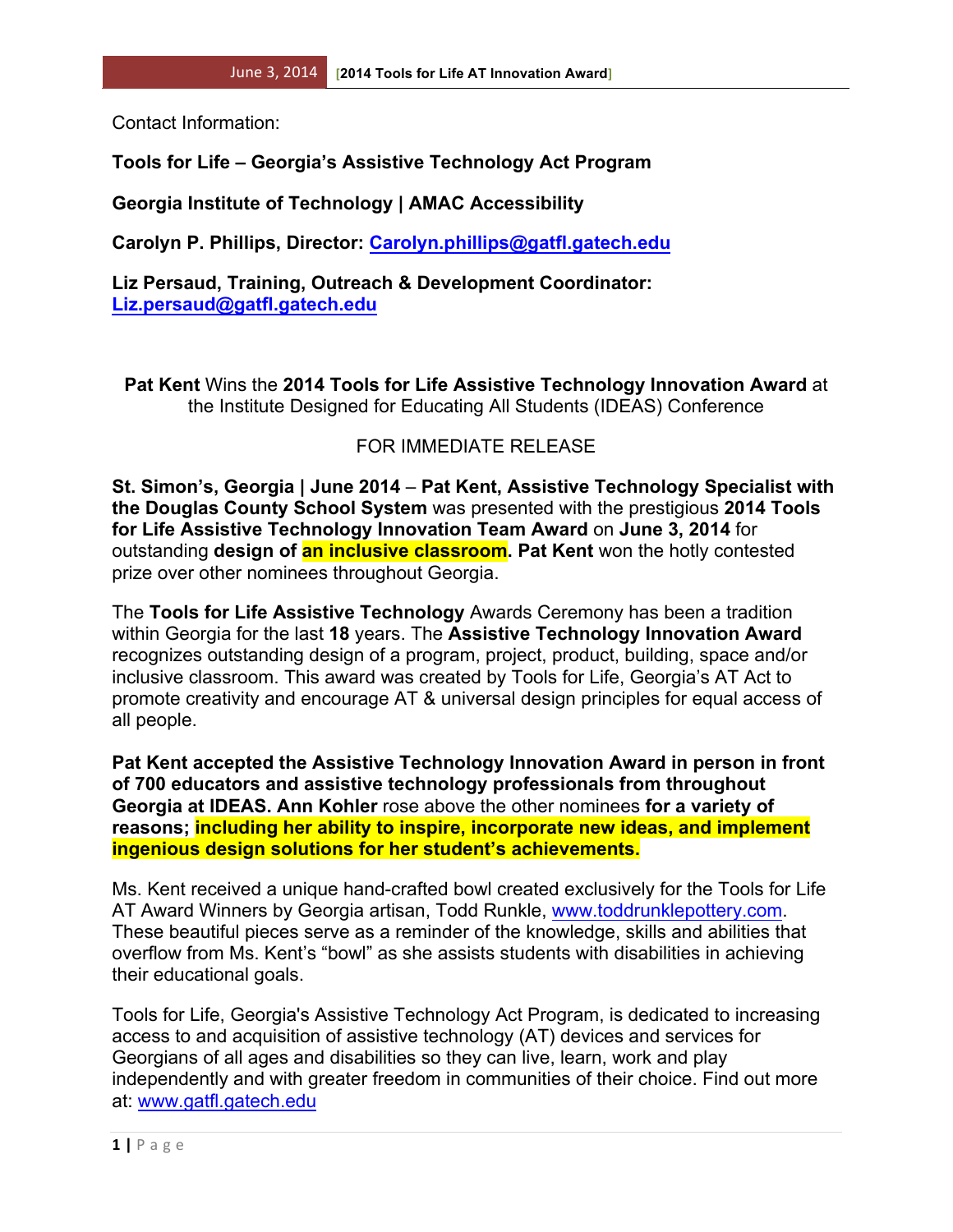Contact Information:

**Tools for Life – Georgia's Assistive Technology Act Program**

**Georgia Institute of Technology | AMAC Accessibility**

**Carolyn P. Phillips, Director: Carolyn.phillips@gatfl.gatech.edu**

**Liz Persaud, Training, Outreach & Development Coordinator: Liz.persaud@gatfl.gatech.edu**

**Pat Kent** Wins the **2014 Tools for Life Assistive Technology Innovation Award** at the Institute Designed for Educating All Students (IDEAS) Conference

FOR IMMEDIATE RELEASE

**St. Simon's, Georgia | June 2014** – **Pat Kent, Assistive Technology Specialist with the Douglas County School System** was presented with the prestigious **2014 Tools for Life Assistive Technology Innovation Team Award** on **June 3, 2014** for outstanding **design of an inclusive classroom. Pat Kent** won the hotly contested prize over other nominees throughout Georgia.

The **Tools for Life Assistive Technology** Awards Ceremony has been a tradition within Georgia for the last **18** years. The **Assistive Technology Innovation Award** recognizes outstanding design of a program, project, product, building, space and/or inclusive classroom. This award was created by Tools for Life, Georgia's AT Act to promote creativity and encourage AT & universal design principles for equal access of all people.

**Pat Kent accepted the Assistive Technology Innovation Award in person in front of 700 educators and assistive technology professionals from throughout Georgia at IDEAS. Ann Kohler** rose above the other nominees **for a variety of reasons; including her ability to inspire, incorporate new ideas, and implement ingenious design solutions for her student's achievements.**

Ms. Kent received a unique hand-crafted bowl created exclusively for the Tools for Life AT Award Winners by Georgia artisan, Todd Runkle, www.toddrunklepottery.com. These beautiful pieces serve as a reminder of the knowledge, skills and abilities that overflow from Ms. Kent's "bowl" as she assists students with disabilities in achieving their educational goals.

Tools for Life, Georgia's Assistive Technology Act Program, is dedicated to increasing access to and acquisition of assistive technology (AT) devices and services for Georgians of all ages and disabilities so they can live, learn, work and play independently and with greater freedom in communities of their choice. Find out more at: www.gatfl.gatech.edu